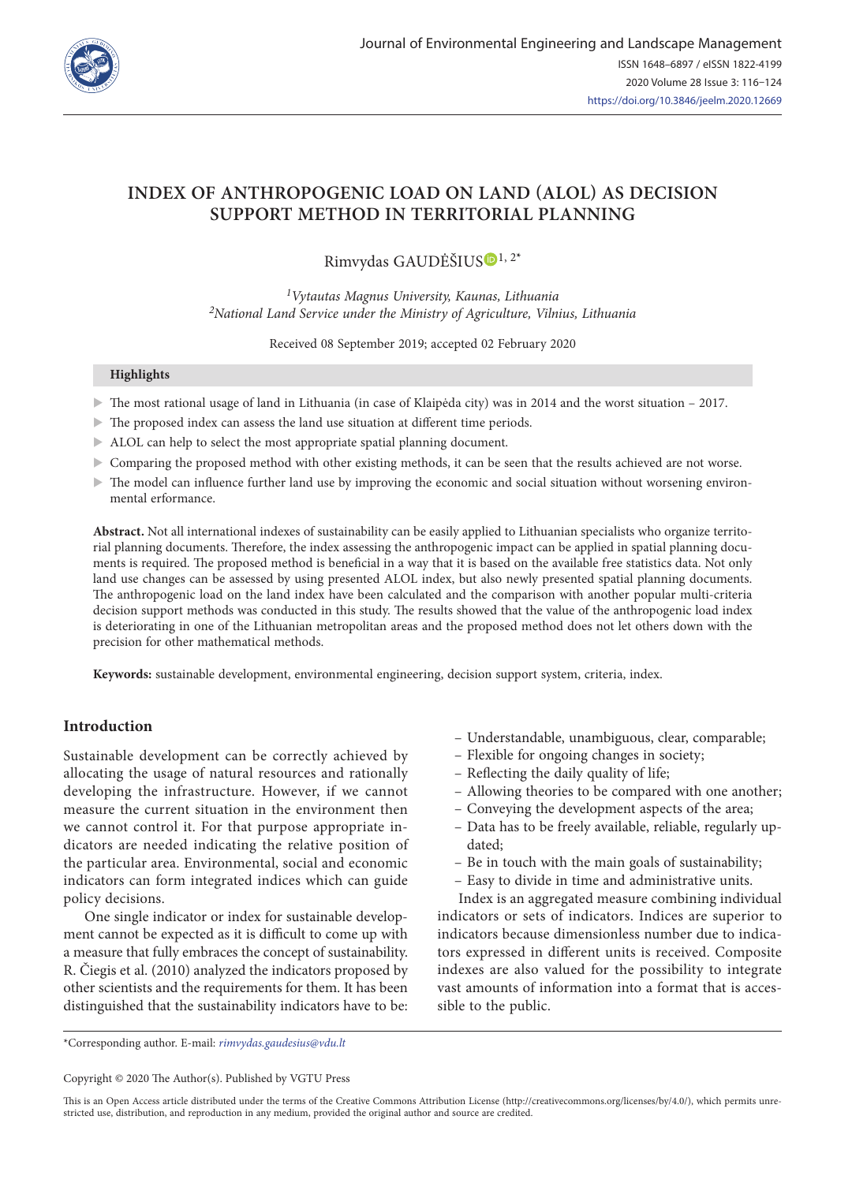# INDEX OF ANTHROPOGENIC LOAD ON LAND (ALOL) AS DECISION SUPPORT METHOD IN TERRITORIAL PLANNING

Rimvydas GAUDĖŠIUS[1, 2*]

[1]*Vytautas Magnus University, Kaunas, Lithuania*
[2]*National Land Service under the Ministry of Agriculture, Vilnius, Lithuania*

Received 08 September 2019; accepted 02 February 2020

**Highlights**

- The most rational usage of land in Lithuania (in case of Klaipėda city) was in 2014 and the worst situation – 2017.
- The proposed index can assess the land use situation at different time periods.
- ALOL can help to select the most appropriate spatial planning document.
- Comparing the proposed method with other existing methods, it can be seen that the results achieved are not worse.
- The model can influence further land use by improving the economic and social situation without worsening environmental erformance.

**Abstract.** Not all international indexes of sustainability can be easily applied to Lithuanian specialists who organize territorial planning documents. Therefore, the index assessing the anthropogenic impact can be applied in spatial planning documents is required. The proposed method is beneficial in a way that it is based on the available free statistics data. Not only land use changes can be assessed by using presented ALOL index, but also newly presented spatial planning documents. The anthropogenic load on the land index have been calculated and the comparison with another popular multi-criteria decision support methods was conducted in this study. The results showed that the value of the anthropogenic load index is deteriorating in one of the Lithuanian metropolitan areas and the proposed method does not let others down with the precision for other mathematical methods.

**Keywords:** sustainable development, environmental engineering, decision support system, criteria, index.

## Introduction

Sustainable development can be correctly achieved by allocating the usage of natural resources and rationally developing the infrastructure. However, if we cannot measure the current situation in the environment then we cannot control it. For that purpose appropriate indicators are needed indicating the relative position of the particular area. Environmental, social and economic indicators can form integrated indices which can guide policy decisions.

One single indicator or index for sustainable development cannot be expected as it is difficult to come up with a measure that fully embraces the concept of sustainability. R. Čiegis et al. (2010) analyzed the indicators proposed by other scientists and the requirements for them. It has been distinguished that the sustainability indicators have to be:

- Understandable, unambiguous, clear, comparable;
- Flexible for ongoing changes in society;
- Reflecting the daily quality of life;
- Allowing theories to be compared with one another;
- Conveying the development aspects of the area;
- Data has to be freely available, reliable, regularly updated;
- Be in touch with the main goals of sustainability;
- Easy to divide in time and administrative units.

Index is an aggregated measure combining individual indicators or sets of indicators. Indices are superior to indicators because dimensionless number due to indicators expressed in different units is received. Composite indexes are also valued for the possibility to integrate vast amounts of information into a format that is accessible to the public.

*Corresponding author. E-mail: *rimvydas.gaudesius@vdu.lt*

Copyright © 2020 The Author(s). Published by VGTU Press

This is an Open Access article distributed under the terms of the Creative Commons Attribution License (http://creativecommons.org/licenses/by/4.0/), which permits unrestricted use, distribution, and reproduction in any medium, provided the original author and source are credited.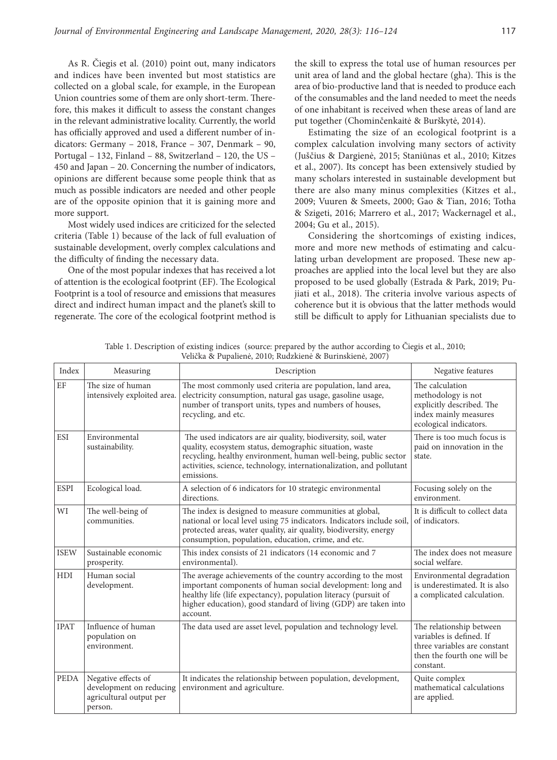As R. Čiegis et al. (2010) point out, many indicators and indices have been invented but most statistics are collected on a global scale, for example, in the European Union countries some of them are only short-term. Therefore, this makes it difficult to assess the constant changes in the relevant administrative locality. Currently, the world has officially approved and used a different number of indicators: Germany – 2018, France – 307, Denmark – 90, Portugal – 132, Finland – 88, Switzerland – 120, the US – 450 and Japan – 20. Concerning the number of indicators, opinions are different because some people think that as much as possible indicators are needed and other people are of the opposite opinion that it is gaining more and more support.

Most widely used indices are criticized for the selected criteria (Table 1) because of the lack of full evaluation of sustainable development, overly complex calculations and the difficulty of finding the necessary data.

One of the most popular indexes that has received a lot of attention is the ecological footprint (EF). The Ecological Footprint is a tool of resource and emissions that measures direct and indirect human impact and the planet's skill to regenerate. The core of the ecological footprint method is the skill to express the total use of human resources per unit area of land and the global hectare (gha). This is the area of bio-productive land that is needed to produce each of the consumables and the land needed to meet the needs of one inhabitant is received when these areas of land are put together (Chominčenkaitė & Burškytė, 2014).

Estimating the size of an ecological footprint is a complex calculation involving many sectors of activity (Juščius & Dargienė, 2015; Staniūnas et al., 2010; Kitzes et al., 2007). Its concept has been extensively studied by many scholars interested in sustainable development but there are also many minus complexities (Kitzes et al., 2009; Vuuren & Smeets, 2000; Gao & Tian, 2016; Totha & Szigeti, 2016; Marrero et al., 2017; Wackernagel et al., 2004; Gu et al., 2015).

Considering the shortcomings of existing indices, more and more new methods of estimating and calculating urban development are proposed. These new approaches are applied into the local level but they are also proposed to be used globally (Estrada & Park, 2019; Pujiati et al., 2018). The criteria involve various aspects of coherence but it is obvious that the latter methods would still be difficult to apply for Lithuanian specialists due to

Table 1. Description of existing indices (source: prepared by the author according to Čiegis et al., 2010; Velička & Pupalienė, 2010; Rudzkienė & Burinskienė, 2007)

| Index | Measuring | Description | Negative features |
|---|---|---|---|
| EF | The size of human intensively exploited area. | The most commonly used criteria are population, land area, electricity consumption, natural gas usage, gasoline usage, number of transport units, types and numbers of houses, recycling, and etc. | The calculation methodology is not explicitly described. The index mainly measures ecological indicators. |
| ESI | Environmental sustainability. | The used indicators are air quality, biodiversity, soil, water quality, ecosystem status, demographic situation, waste recycling, healthy environment, human well-being, public sector activities, science, technology, internationalization, and pollutant emissions. | There is too much focus is paid on innovation in the state. |
| ESPI | Ecological load. | A selection of 6 indicators for 10 strategic environmental directions. | Focusing solely on the environment. |
| WI | The well-being of communities. | The index is designed to measure communities at global, national or local level using 75 indicators. Indicators include soil, protected areas, water quality, air quality, biodiversity, energy consumption, population, education, crime, and etc. | It is difficult to collect data of indicators. |
| ISEW | Sustainable economic prosperity. | This index consists of 21 indicators (14 economic and 7 environmental). | The index does not measure social welfare. |
| HDI | Human social development. | The average achievements of the country according to the most important components of human social development: long and healthy life (life expectancy), population literacy (pursuit of higher education), good standard of living (GDP) are taken into account. | Environmental degradation is underestimated. It is also a complicated calculation. |
| IPAT | Influence of human population on environment. | The data used are asset level, population and technology level. | The relationship between variables is defined. If three variables are constant then the fourth one will be constant. |
| PEDA | Negative effects of development on reducing agricultural output per person. | It indicates the relationship between population, development, environment and agriculture. | Quite complex mathematical calculations are applied. |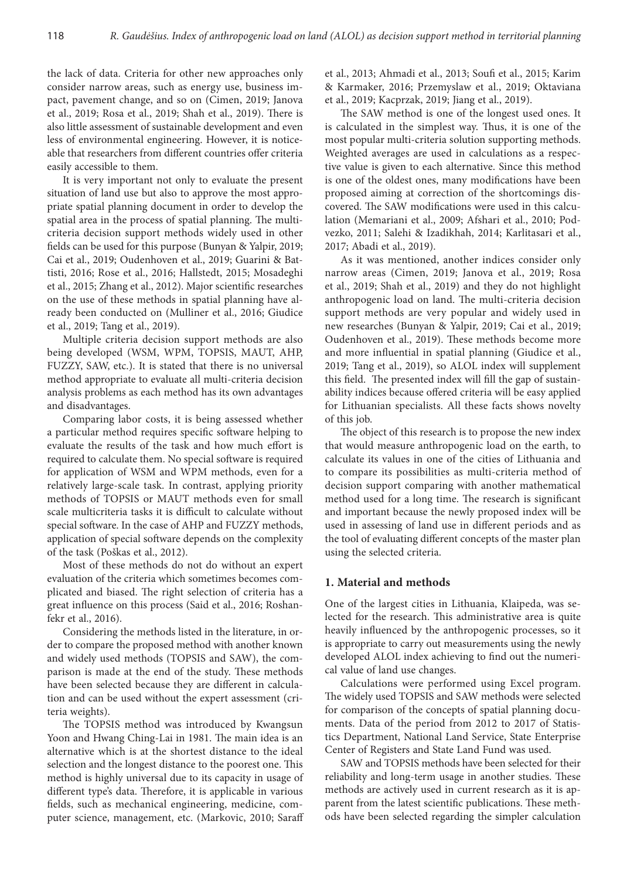the lack of data. Criteria for other new approaches only consider narrow areas, such as energy use, business impact, pavement change, and so on (Cimen, 2019; Janova et al., 2019; Rosa et al., 2019; Shah et al., 2019). There is also little assessment of sustainable development and even less of environmental engineering. However, it is noticeable that researchers from different countries offer criteria easily accessible to them.

It is very important not only to evaluate the present situation of land use but also to approve the most appropriate spatial planning document in order to develop the spatial area in the process of spatial planning. The multicriteria decision support methods widely used in other fields can be used for this purpose (Bunyan & Yalpir, 2019; Cai et al., 2019; Oudenhoven et al., 2019; Guarini & Battisti, 2016; Rose et al., 2016; Hallstedt, 2015; Mosadeghi et al., 2015; Zhang et al., 2012). Major scientific researches on the use of these methods in spatial planning have already been conducted on (Mulliner et al., 2016; Giudice et al., 2019; Tang et al., 2019).

Multiple criteria decision support methods are also being developed (WSM, WPM, TOPSIS, MAUT, AHP, FUZZY, SAW, etc.). It is stated that there is no universal method appropriate to evaluate all multi-criteria decision analysis problems as each method has its own advantages and disadvantages.

Comparing labor costs, it is being assessed whether a particular method requires specific software helping to evaluate the results of the task and how much effort is required to calculate them. No special software is required for application of WSM and WPM methods, even for a relatively large-scale task. In contrast, applying priority methods of TOPSIS or MAUT methods even for small scale multicriteria tasks it is difficult to calculate without special software. In the case of AHP and FUZZY methods, application of special software depends on the complexity of the task (Poškas et al., 2012).

Most of these methods do not do without an expert evaluation of the criteria which sometimes becomes complicated and biased. The right selection of criteria has a great influence on this process (Said et al., 2016; Roshanfekr et al., 2016).

Considering the methods listed in the literature, in order to compare the proposed method with another known and widely used methods (TOPSIS and SAW), the comparison is made at the end of the study. These methods have been selected because they are different in calculation and can be used without the expert assessment (criteria weights).

The TOPSIS method was introduced by Kwangsun Yoon and Hwang Ching-Lai in 1981. The main idea is an alternative which is at the shortest distance to the ideal selection and the longest distance to the poorest one. This method is highly universal due to its capacity in usage of different type's data. Therefore, it is applicable in various fields, such as mechanical engineering, medicine, computer science, management, etc. (Markovic, 2010; Saraff et al., 2013; Ahmadi et al., 2013; Soufi et al., 2015; Karim & Karmaker, 2016; Przemyslaw et al., 2019; Oktaviana et al., 2019; Kacprzak, 2019; Jiang et al., 2019).

The SAW method is one of the longest used ones. It is calculated in the simplest way. Thus, it is one of the most popular multi-criteria solution supporting methods. Weighted averages are used in calculations as a respective value is given to each alternative. Since this method is one of the oldest ones, many modifications have been proposed aiming at correction of the shortcomings discovered. The SAW modifications were used in this calculation (Memariani et al., 2009; Afshari et al., 2010; Podvezko, 2011; Salehi & Izadikhah, 2014; Karlitasari et al., 2017; Abadi et al., 2019).

As it was mentioned, another indices consider only narrow areas (Cimen, 2019; Janova et al., 2019; Rosa et al., 2019; Shah et al., 2019) and they do not highlight anthropogenic load on land. The multi-criteria decision support methods are very popular and widely used in new researches (Bunyan & Yalpir, 2019; Cai et al., 2019; Oudenhoven et al., 2019). These methods become more and more influential in spatial planning (Giudice et al., 2019; Tang et al., 2019), so ALOL index will supplement this field. The proposed index will fill the gap of sustainability indices because offered criteria will be easy applied for Lithuanian specialists. All these facts shows novelty of this job.

The object of this research is to propose the new index that would measure anthropogenic load on the earth, to calculate its values in one of the cities of Lithuania and to compare its possibilities as multi-criteria method of decision support comparing with another mathematical method used for a long time. The research is significant and important because the newly proposed index will be used in assessing of land use in different periods and as the tool of evaluating different concepts of the master plan using the selected criteria.

## 1. Material and methods

One of the largest cities in Lithuania, Klaipeda, was selected for the research. This administrative area is quite heavily influenced by the anthropogenic processes, so it is appropriate to carry out measurements using the newly developed ALOL index achieving to find out the numerical value of land use changes.

Calculations were performed using Excel program. The widely used TOPSIS and SAW methods were selected for comparison of the concepts of spatial planning documents. Data of the period from 2012 to 2017 of Statistics Department, National Land Service, State Enterprise Center of Registers and State Land Fund was used.

SAW and TOPSIS methods have been selected for their reliability and long-term usage in another studies. These methods are actively used in current research as it is apparent from the latest scientific publications. These methods have been selected regarding the simpler calculation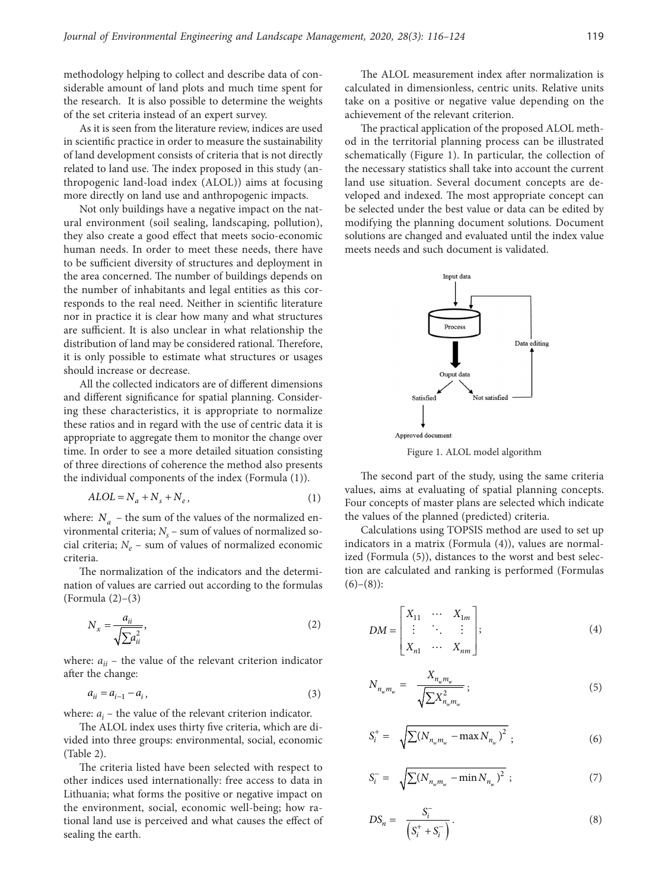methodology helping to collect and describe data of considerable amount of land plots and much time spent for the research. It is also possible to determine the weights of the set criteria instead of an expert survey.

As it is seen from the literature review, indices are used in scientific practice in order to measure the sustainability of land development consists of criteria that is not directly related to land use. The index proposed in this study (anthropogenic land-load index (ALOL)) aims at focusing more directly on land use and anthropogenic impacts.

Not only buildings have a negative impact on the natural environment (soil sealing, landscaping, pollution), they also create a good effect that meets socio-economic human needs. In order to meet these needs, there have to be sufficient diversity of structures and deployment in the area concerned. The number of buildings depends on the number of inhabitants and legal entities as this corresponds to the real need. Neither in scientific literature nor in practice it is clear how many and what structures are sufficient. It is also unclear in what relationship the distribution of land may be considered rational. Therefore, it is only possible to estimate what structures or usages should increase or decrease.

All the collected indicators are of different dimensions and different significance for spatial planning. Considering these characteristics, it is appropriate to normalize these ratios and in regard with the use of centric data it is appropriate to aggregate them to monitor the change over time. In order to see a more detailed situation consisting of three directions of coherence the method also presents the individual components of the index (Formula (1)).

$$ALOL = N_a + N_s + N_e, \tag{1}$$

where: $N_a$ – the sum of the values of the normalized environmental criteria; $N_s$ – sum of values of normalized social criteria; $N_e$ – sum of values of normalized economic criteria.

The normalization of the indicators and the determination of values are carried out according to the formulas (Formula (2)–(3)

$$N_x = \frac{a_{ii}}{\sqrt{\sum a_{ii}^2}}, \tag{2}$$

where: $a_{ii}$ – the value of the relevant criterion indicator after the change:

$$a_{ii} = a_{i-1} - a_i, \tag{3}$$

where: $a_i$ – the value of the relevant criterion indicator.

The ALOL index uses thirty five criteria, which are divided into three groups: environmental, social, economic (Table 2).

The criteria listed have been selected with respect to other indices used internationally: free access to data in Lithuania; what forms the positive or negative impact on the environment, social, economic well-being; how rational land use is perceived and what causes the effect of sealing the earth.

The ALOL measurement index after normalization is calculated in dimensionless, centric units. Relative units take on a positive or negative value depending on the achievement of the relevant criterion.

The practical application of the proposed ALOL method in the territorial planning process can be illustrated schematically (Figure 1). In particular, the collection of the necessary statistics shall take into account the current land use situation. Several document concepts are developed and indexed. The most appropriate concept can be selected under the best value or data can be edited by modifying the planning document solutions. Document solutions are changed and evaluated until the index value meets needs and such document is validated.

Input data → Process → Ouput data → Satisfied → Approved document; Not satisfied → Data editing → Process

Figure 1. ALOL model algorithm

The second part of the study, using the same criteria values, aims at evaluating of spatial planning concepts. Four concepts of master plans are selected which indicate the values of the planned (predicted) criteria.

Calculations using TOPSIS method are used to set up indicators in a matrix (Formula (4)), values are normalized (Formula (5)), distances to the worst and best selection are calculated and ranking is performed (Formulas (6)–(8)):

$$DM = \begin{bmatrix} X_{11} & \cdots & X_{1m} \\ \vdots & \ddots & \vdots \\ X_{n1} & \cdots & X_{nm} \end{bmatrix}; \tag{4}$$

$$N_{n_w m_w} = \frac{X_{n_w m_w}}{\sqrt{\sum X_{n_w m_w}^2}}; \tag{5}$$

$$S_i^+ = \sqrt{\sum (N_{n_w m_w} - \max N_{n_w})^2}; \tag{6}$$

$$S_i^- = \sqrt{\sum (N_{n_w m_w} - \min N_{n_w})^2}; \tag{7}$$

$$DS_n = \frac{S_i^-}{\left(S_i^+ + S_i^-\right)}. \tag{8}$$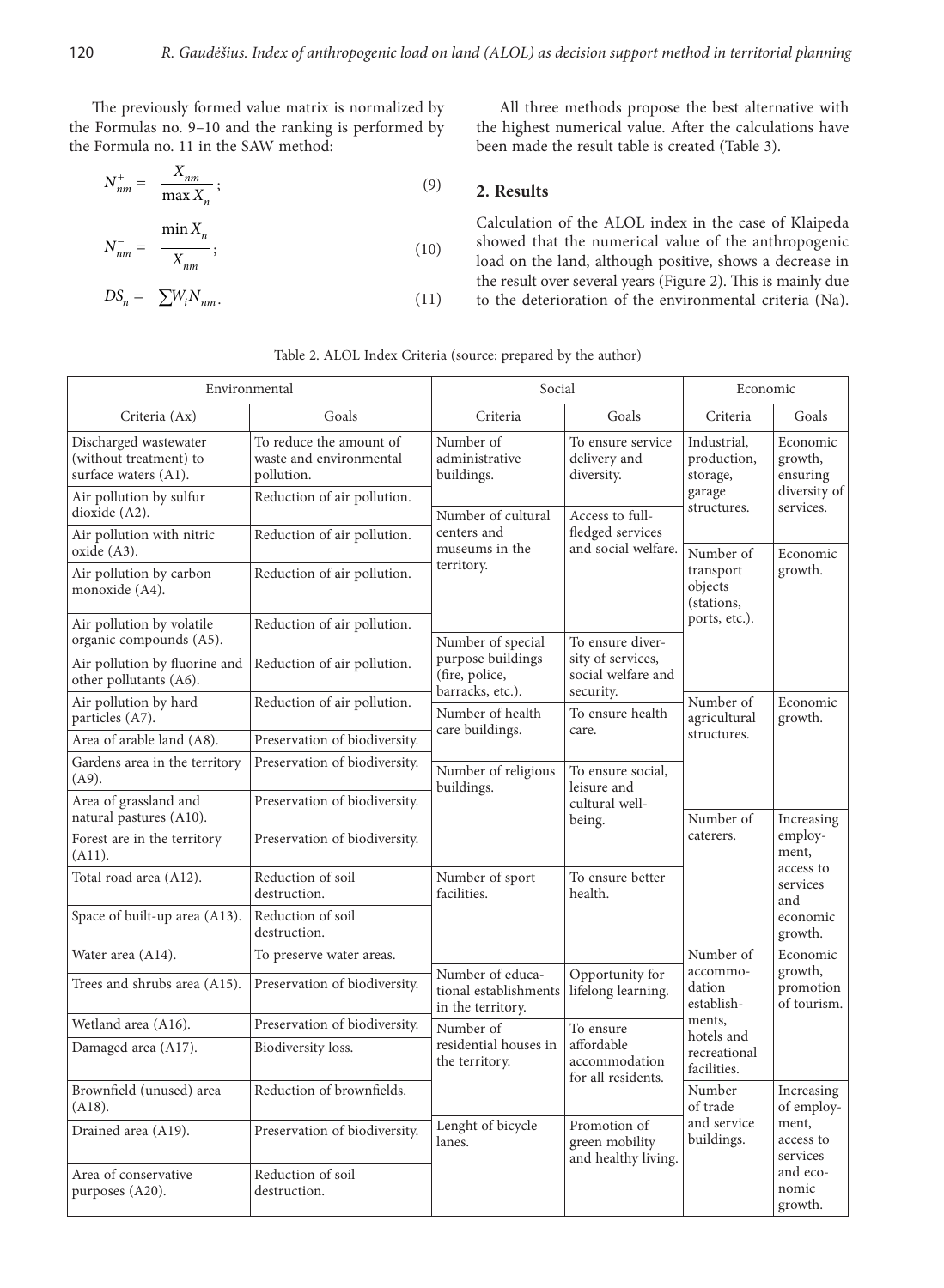The previously formed value matrix is normalized by the Formulas no. 9–10 and the ranking is performed by the Formula no. 11 in the SAW method:

$$N_{nm}^{+} = \frac{X_{nm}}{\max X_n}; \tag{9}$$

$$N_{nm}^{-} = \frac{\min X_n}{X_{nm}}; \tag{10}$$

$$DS_n = \sum W_i N_{nm}. \tag{11}$$

All three methods propose the best alternative with the highest numerical value. After the calculations have been made the result table is created (Table 3).

## 2. Results

Calculation of the ALOL index in the case of Klaipeda showed that the numerical value of the anthropogenic load on the land, although positive, shows a decrease in the result over several years (Figure 2). This is mainly due to the deterioration of the environmental criteria (Na).

Table 2. ALOL Index Criteria (source: prepared by the author)

| Environmental | | Social | | Economic | |
|---|---|---|---|---|---|
| Criteria (Ax) | Goals | Criteria | Goals | Criteria | Goals |
| Discharged wastewater (without treatment) to surface waters (A1). | To reduce the amount of waste and environmental pollution. | Number of administrative buildings. | To ensure service delivery and diversity. | Industrial, production, storage, garage structures. | Economic growth, ensuring diversity of services. |
| Air pollution by sulfur dioxide (A2). | Reduction of air pollution. | | | | |
| Air pollution with nitric oxide (A3). | Reduction of air pollution. | Number of cultural centers and museums in the territory. | Access to full-fledged services and social welfare. | Number of transport objects (stations, ports, etc.). | Economic growth. |
| Air pollution by carbon monoxide (A4). | Reduction of air pollution. | | | | |
| Air pollution by volatile organic compounds (A5). | Reduction of air pollution. | | | | |
| Air pollution by fluorine and other pollutants (A6). | Reduction of air pollution. | Number of special purpose buildings (fire, police, barracks, etc.). | To ensure diversity of services, social welfare and security. | | |
| Air pollution by hard particles (A7). | Reduction of air pollution. | Number of health care buildings. | To ensure health care. | Number of agricultural structures. | Economic growth. |
| Area of arable land (A8). | Preservation of biodiversity. | | | | |
| Gardens area in the territory (A9). | Preservation of biodiversity. | Number of religious buildings. | To ensure social, leisure and cultural well-being. | | |
| Area of grassland and natural pastures (A10). | Preservation of biodiversity. | | | Number of caterers. | Increasing employment, access to services and economic growth. |
| Forest are in the territory (A11). | Preservation of biodiversity. | | | | |
| Total road area (A12). | Reduction of soil destruction. | Number of sport facilities. | To ensure better health. | | |
| Space of built-up area (A13). | Reduction of soil destruction. | | | | |
| Water area (A14). | To preserve water areas. | | | Number of accommodation establishments, hotels and recreational facilities. | Economic growth, promotion of tourism. |
| Trees and shrubs area (A15). | Preservation of biodiversity. | Number of educational establishments in the territory. | Opportunity for lifelong learning. | | |
| Wetland area (A16). | Preservation of biodiversity. | Number of residential houses in the territory. | To ensure affordable accommodation for all residents. | | |
| Damaged area (A17). | Biodiversity loss. | | | | |
| Brownfield (unused) area (A18). | Reduction of brownfields. | | | Number of trade and service buildings. | Increasing of employment, access to services and economic growth. |
| Drained area (A19). | Preservation of biodiversity. | Lenght of bicycle lanes. | Promotion of green mobility and healthy living. | | |
| Area of conservative purposes (A20). | Reduction of soil destruction. | | | | |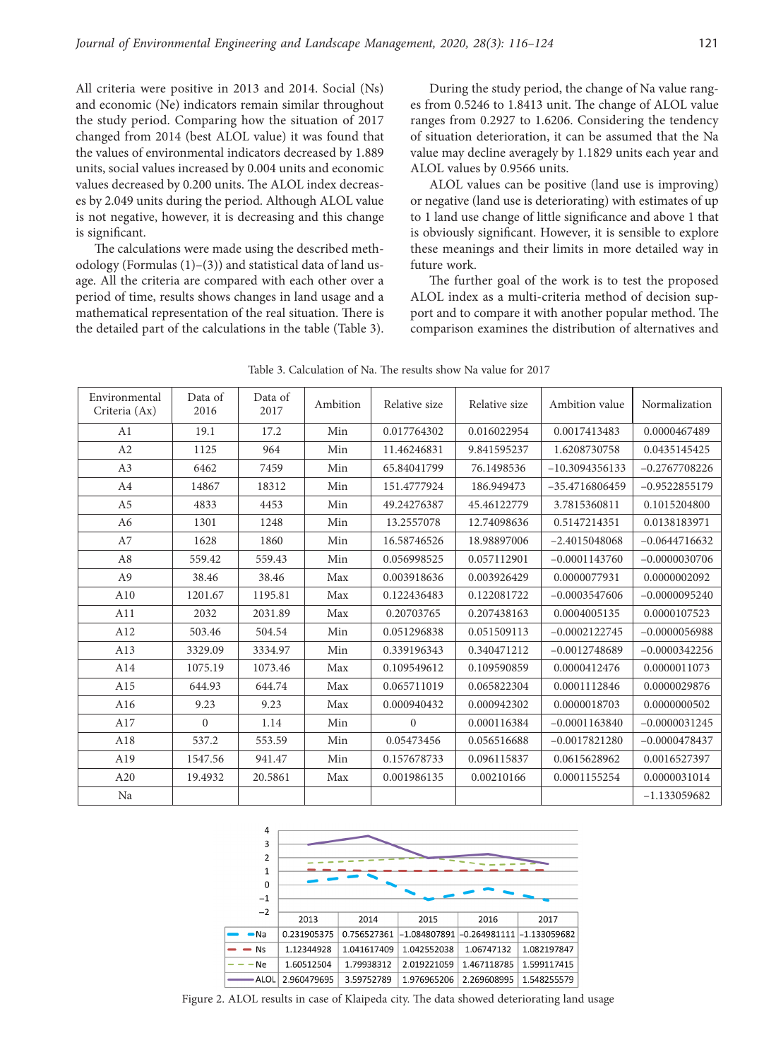All criteria were positive in 2013 and 2014. Social (Ns) and economic (Ne) indicators remain similar throughout the study period. Comparing how the situation of 2017 changed from 2014 (best ALOL value) it was found that the values of environmental indicators decreased by 1.889 units, social values increased by 0.004 units and economic values decreased by 0.200 units. The ALOL index decreases by 2.049 units during the period. Although ALOL value is not negative, however, it is decreasing and this change is significant.

The calculations were made using the described methodology (Formulas (1)–(3)) and statistical data of land usage. All the criteria are compared with each other over a period of time, results shows changes in land usage and a mathematical representation of the real situation. There is the detailed part of the calculations in the table (Table 3).

During the study period, the change of Na value ranges from 0.5246 to 1.8413 unit. The change of ALOL value ranges from 0.2927 to 1.6206. Considering the tendency of situation deterioration, it can be assumed that the Na value may decline averagely by 1.1829 units each year and ALOL values by 0.9566 units.

ALOL values can be positive (land use is improving) or negative (land use is deteriorating) with estimates of up to 1 land use change of little significance and above 1 that is obviously significant. However, it is sensible to explore these meanings and their limits in more detailed way in future work.

The further goal of the work is to test the proposed ALOL index as a multi-criteria method of decision support and to compare it with another popular method. The comparison examines the distribution of alternatives and

Table 3. Calculation of Na. The results show Na value for 2017

| Environmental Criteria (Ax) | Data of 2016 | Data of 2017 | Ambition | Relative size | Relative size | Ambition value | Normalization |
|---|---|---|---|---|---|---|---|
| A1 | 19.1 | 17.2 | Min | 0.017764302 | 0.016022954 | 0.0017413483 | 0.0000467489 |
| A2 | 1125 | 964 | Min | 11.46246831 | 9.841595237 | 1.6208730758 | 0.0435145425 |
| A3 | 6462 | 7459 | Min | 65.84041799 | 76.1498536 | −10.3094356133 | −0.2767708226 |
| A4 | 14867 | 18312 | Min | 151.4777924 | 186.949473 | −35.4716806459 | −0.9522855179 |
| A5 | 4833 | 4453 | Min | 49.24276387 | 45.46122779 | 3.7815360811 | 0.1015204800 |
| A6 | 1301 | 1248 | Min | 13.2557078 | 12.74098636 | 0.5147214351 | 0.0138183971 |
| A7 | 1628 | 1860 | Min | 16.58746526 | 18.98897006 | −2.4015048068 | −0.0644716632 |
| A8 | 559.42 | 559.43 | Min | 0.056998525 | 0.057112901 | −0.0001143760 | −0.0000030706 |
| A9 | 38.46 | 38.46 | Max | 0.003918636 | 0.003926429 | 0.0000077931 | 0.0000002092 |
| A10 | 1201.67 | 1195.81 | Max | 0.122436483 | 0.122081722 | −0.0003547606 | −0.0000095240 |
| A11 | 2032 | 2031.89 | Max | 0.20703765 | 0.207438163 | 0.0004005135 | 0.0000107523 |
| A12 | 503.46 | 504.54 | Min | 0.051296838 | 0.051509113 | −0.0002122745 | −0.0000056988 |
| A13 | 3329.09 | 3334.97 | Min | 0.339196343 | 0.340471212 | −0.0012748689 | −0.0000342256 |
| A14 | 1075.19 | 1073.46 | Max | 0.109549612 | 0.109590859 | 0.0000412476 | 0.0000011073 |
| A15 | 644.93 | 644.74 | Max | 0.065711019 | 0.065822304 | 0.0001112846 | 0.0000029876 |
| A16 | 9.23 | 9.23 | Max | 0.000940432 | 0.000942302 | 0.0000018703 | 0.0000000502 |
| A17 | 0 | 1.14 | Min | 0 | 0.000116384 | −0.0001163840 | −0.0000031245 |
| A18 | 537.2 | 553.59 | Min | 0.05473456 | 0.056516688 | −0.0017821280 | −0.0000478437 |
| A19 | 1547.56 | 941.47 | Min | 0.157678733 | 0.096115837 | 0.0615628962 | 0.0016527397 |
| A20 | 19.4932 | 20.5861 | Max | 0.001986135 | 0.00210166 | 0.0001155254 | 0.0000031014 |
| Na | | | | | | | −1.133059682 |

| | 2013 | 2014 | 2015 | 2016 | 2017 |
|---|---|---|---|---|---|
| Na | 0.231905375 | 0.756527361 | −1.084807891 | −0.264981111 | −1.133059682 |
| Ns | 1.12344928 | 1.041617409 | 1.042552038 | 1.06747132 | 1.082197847 |
| Ne | 1.60512504 | 1.79938312 | 2.019221059 | 1.467118785 | 1.599117415 |
| ALOL | 2.960479695 | 3.59752789 | 1.976965206 | 2.269608995 | 1.548255579 |

Figure 2. ALOL results in case of Klaipeda city. The data showed deteriorating land usage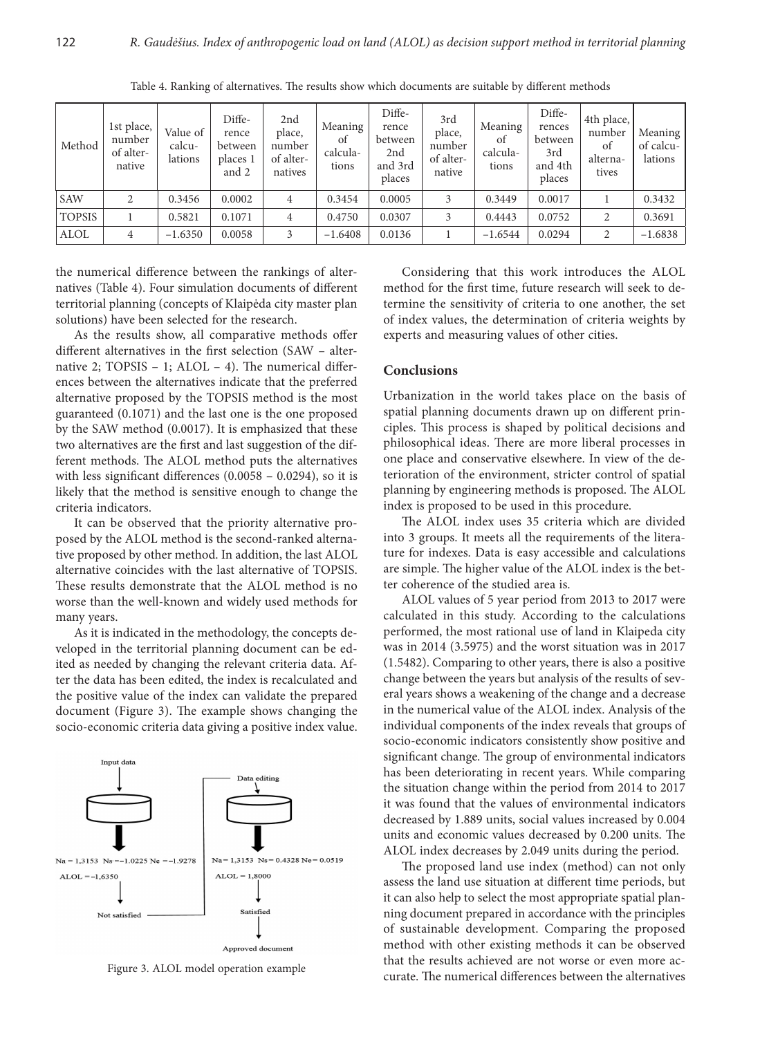Table 4. Ranking of alternatives. The results show which documents are suitable by different methods

| Method | 1st place, number of alternative | Value of calculations | Difference between places 1 and 2 | 2nd place, number of alternatives | Meaning of calculations | Difference between 2nd and 3rd places | 3rd place, number of alternative | Meaning of calculations | Differences between 3rd and 4th places | 4th place, number of alternatives | Meaning of calculations |
|---|---|---|---|---|---|---|---|---|---|---|---|
| SAW | 2 | 0.3456 | 0.0002 | 4 | 0.3454 | 0.0005 | 3 | 0.3449 | 0.0017 | 1 | 0.3432 |
| TOPSIS | 1 | 0.5821 | 0.1071 | 4 | 0.4750 | 0.0307 | 3 | 0.4443 | 0.0752 | 2 | 0.3691 |
| ALOL | 4 | −1.6350 | 0.0058 | 3 | −1.6408 | 0.0136 | 1 | −1.6544 | 0.0294 | 2 | −1.6838 |

the numerical difference between the rankings of alternatives (Table 4). Four simulation documents of different territorial planning (concepts of Klaipėda city master plan solutions) have been selected for the research.

As the results show, all comparative methods offer different alternatives in the first selection (SAW – alternative 2; TOPSIS – 1; ALOL – 4). The numerical differences between the alternatives indicate that the preferred alternative proposed by the TOPSIS method is the most guaranteed (0.1071) and the last one is the one proposed by the SAW method (0.0017). It is emphasized that these two alternatives are the first and last suggestion of the different methods. The ALOL method puts the alternatives with less significant differences (0.0058 – 0.0294), so it is likely that the method is sensitive enough to change the criteria indicators.

It can be observed that the priority alternative proposed by the ALOL method is the second-ranked alternative proposed by other method. In addition, the last ALOL alternative coincides with the last alternative of TOPSIS. These results demonstrate that the ALOL method is no worse than the well-known and widely used methods for many years.

As it is indicated in the methodology, the concepts developed in the territorial planning document can be edited as needed by changing the relevant criteria data. After the data has been edited, the index is recalculated and the positive value of the index can validate the prepared document (Figure 3). The example shows changing the socio-economic criteria data giving a positive index value.

Figure 3. ALOL model operation example

Considering that this work introduces the ALOL method for the first time, future research will seek to determine the sensitivity of criteria to one another, the set of index values, the determination of criteria weights by experts and measuring values of other cities.

## Conclusions

Urbanization in the world takes place on the basis of spatial planning documents drawn up on different principles. This process is shaped by political decisions and philosophical ideas. There are more liberal processes in one place and conservative elsewhere. In view of the deterioration of the environment, stricter control of spatial planning by engineering methods is proposed. The ALOL index is proposed to be used in this procedure.

The ALOL index uses 35 criteria which are divided into 3 groups. It meets all the requirements of the literature for indexes. Data is easy accessible and calculations are simple. The higher value of the ALOL index is the better coherence of the studied area is.

ALOL values of 5 year period from 2013 to 2017 were calculated in this study. According to the calculations performed, the most rational use of land in Klaipeda city was in 2014 (3.5975) and the worst situation was in 2017 (1.5482). Comparing to other years, there is also a positive change between the years but analysis of the results of several years shows a weakening of the change and a decrease in the numerical value of the ALOL index. Analysis of the individual components of the index reveals that groups of socio-economic indicators consistently show positive and significant change. The group of environmental indicators has been deteriorating in recent years. While comparing the situation change within the period from 2014 to 2017 it was found that the values of environmental indicators decreased by 1.889 units, social values increased by 0.004 units and economic values decreased by 0.200 units. The ALOL index decreases by 2.049 units during the period.

The proposed land use index (method) can not only assess the land use situation at different time periods, but it can also help to select the most appropriate spatial planning document prepared in accordance with the principles of sustainable development. Comparing the proposed method with other existing methods it can be observed that the results achieved are not worse or even more accurate. The numerical differences between the alternatives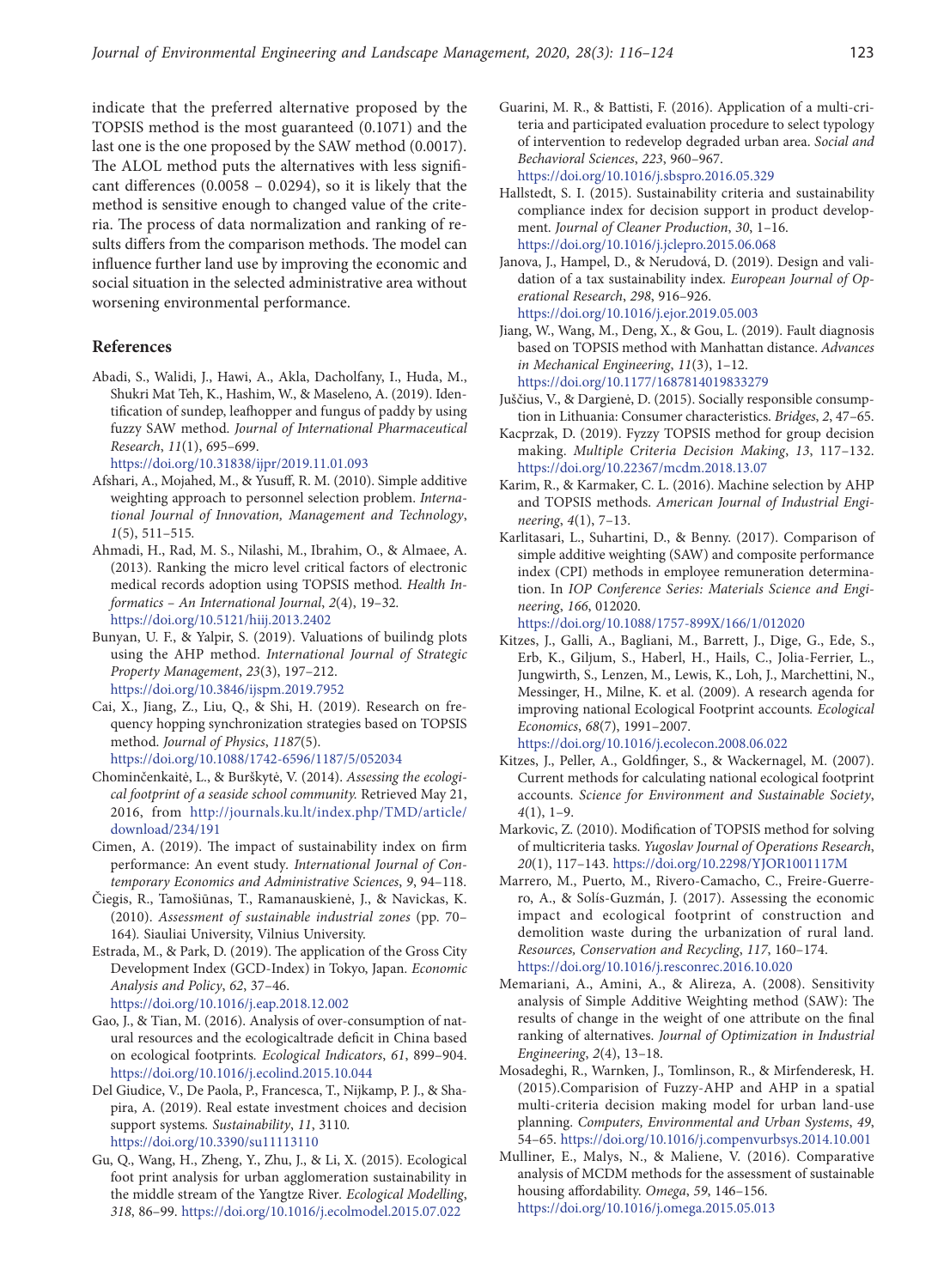indicate that the preferred alternative proposed by the TOPSIS method is the most guaranteed (0.1071) and the last one is the one proposed by the SAW method (0.0017). The ALOL method puts the alternatives with less significant differences (0.0058 – 0.0294), so it is likely that the method is sensitive enough to changed value of the criteria. The process of data normalization and ranking of results differs from the comparison methods. The model can influence further land use by improving the economic and social situation in the selected administrative area without worsening environmental performance.

## References

Abadi, S., Walidi, J., Hawi, A., Akla, Dacholfany, I., Huda, M., Shukri Mat Teh, K., Hashim, W., & Maseleno, A. (2019). Identification of sundep, leafhopper and fungus of paddy by using fuzzy SAW method. *Journal of International Pharmaceutical Research*, *11*(1), 695–699. https://doi.org/10.31838/ijpr/2019.11.01.093

Afshari, A., Mojahed, M., & Yusuff, R. M. (2010). Simple additive weighting approach to personnel selection problem. *International Journal of Innovation, Management and Technology*, *1*(5), 511–515.

Ahmadi, H., Rad, M. S., Nilashi, M., Ibrahim, O., & Almaee, A. (2013). Ranking the micro level critical factors of electronic medical records adoption using TOPSIS method. *Health Informatics – An International Journal*, *2*(4), 19–32. https://doi.org/10.5121/hiij.2013.2402

Bunyan, U. F., & Yalpir, S. (2019). Valuations of builindg plots using the AHP method. *International Journal of Strategic Property Management*, *23*(3), 197–212. https://doi.org/10.3846/ijspm.2019.7952

Cai, X., Jiang, Z., Liu, Q., & Shi, H. (2019). Research on frequency hopping synchronization strategies based on TOPSIS method. *Journal of Physics*, *1187*(5). https://doi.org/10.1088/1742-6596/1187/5/052034

Chominčenkaitė, L., & Burškytė, V. (2014). *Assessing the ecological footprint of a seaside school community.* Retrieved May 21, 2016, from http://journals.ku.lt/index.php/TMD/article/download/234/191

Cimen, A. (2019). The impact of sustainability index on firm performance: An event study. *International Journal of Contemporary Economics and Administrative Sciences*, *9*, 94–118.

Čiegis, R., Tamošiūnas, T., Ramanauskienė, J., & Navickas, K. (2010). *Assessment of sustainable industrial zones* (pp. 70–164). Siauliai University, Vilnius University.

Estrada, M., & Park, D. (2019). The application of the Gross City Development Index (GCD-Index) in Tokyo, Japan. *Economic Analysis and Policy*, *62*, 37–46. https://doi.org/10.1016/j.eap.2018.12.002

Gao, J., & Tian, M. (2016). Analysis of over-consumption of natural resources and the ecologicaltrade deficit in China based on ecological footprints. *Ecological Indicators*, *61*, 899–904. https://doi.org/10.1016/j.ecolind.2015.10.044

Del Giudice, V., De Paola, P., Francesca, T., Nijkamp, P. J., & Shapira, A. (2019). Real estate investment choices and decision support systems. *Sustainability*, *11*, 3110. https://doi.org/10.3390/su11113110

Gu, Q., Wang, H., Zheng, Y., Zhu, J., & Li, X. (2015). Ecological foot print analysis for urban agglomeration sustainability in the middle stream of the Yangtze River. *Ecological Modelling*, *318*, 86–99. https://doi.org/10.1016/j.ecolmodel.2015.07.022

Guarini, M. R., & Battisti, F. (2016). Application of a multi-criteria and participated evaluation procedure to select typology of intervention to redevelop degraded urban area. *Social and Bechavioral Sciences*, *223*, 960–967. https://doi.org/10.1016/j.sbspro.2016.05.329

Hallstedt, S. I. (2015). Sustainability criteria and sustainability compliance index for decision support in product development. *Journal of Cleaner Production*, *30*, 1–16. https://doi.org/10.1016/j.jclepro.2015.06.068

Janova, J., Hampel, D., & Nerudová, D. (2019). Design and validation of a tax sustainability index. *European Journal of Operational Research*, *298*, 916–926. https://doi.org/10.1016/j.ejor.2019.05.003

Jiang, W., Wang, M., Deng, X., & Gou, L. (2019). Fault diagnosis based on TOPSIS method with Manhattan distance. *Advances in Mechanical Engineering*, *11*(3), 1–12. https://doi.org/10.1177/1687814019833279

Juščius, V., & Dargienė, D. (2015). Socially responsible consumption in Lithuania: Consumer characteristics. *Bridges*, *2*, 47–65.

Kacprzak, D. (2019). Fyzzy TOPSIS method for group decision making. *Multiple Criteria Decision Making*, *13*, 117–132. https://doi.org/10.22367/mcdm.2018.13.07

Karim, R., & Karmaker, C. L. (2016). Machine selection by AHP and TOPSIS methods. *American Journal of Industrial Engineering*, *4*(1), 7–13.

Karlitasari, L., Suhartini, D., & Benny. (2017). Comparison of simple additive weighting (SAW) and composite performance index (CPI) methods in employee remuneration determination. In *IOP Conference Series: Materials Science and Engineering*, *166*, 012020. https://doi.org/10.1088/1757-899X/166/1/012020

Kitzes, J., Galli, A., Bagliani, M., Barrett, J., Dige, G., Ede, S., Erb, K., Giljum, S., Haberl, H., Hails, C., Jolia-Ferrier, L., Jungwirth, S., Lenzen, M., Lewis, K., Loh, J., Marchettini, N., Messinger, H., Milne, K. et al. (2009). A research agenda for improving national Ecological Footprint accounts. *Ecological Economics*, *68*(7), 1991–2007. https://doi.org/10.1016/j.ecolecon.2008.06.022

Kitzes, J., Peller, A., Goldfinger, S., & Wackernagel, M. (2007). Current methods for calculating national ecological footprint accounts. *Science for Environment and Sustainable Society*, *4*(1), 1–9.

Markovic, Z. (2010). Modification of TOPSIS method for solving of multicriteria tasks. *Yugoslav Journal of Operations Research*, *20*(1), 117–143. https://doi.org/10.2298/YJOR1001117M

Marrero, M., Puerto, M., Rivero-Camacho, C., Freire-Guerrero, A., & Solís-Guzmán, J. (2017). Assessing the economic impact and ecological footprint of construction and demolition waste during the urbanization of rural land. *Resources, Conservation and Recycling*, *117*, 160–174. https://doi.org/10.1016/j.resconrec.2016.10.020

Memariani, A., Amini, A., & Alireza, A. (2008). Sensitivity analysis of Simple Additive Weighting method (SAW): The results of change in the weight of one attribute on the final ranking of alternatives. *Journal of Optimization in Industrial Engineering*, *2*(4), 13–18.

Mosadeghi, R., Warnken, J., Tomlinson, R., & Mirfenderesk, H. (2015).Comparision of Fuzzy-AHP and AHP in a spatial multi-criteria decision making model for urban land-use planning. *Computers, Environmental and Urban Systems*, *49*, 54–65. https://doi.org/10.1016/j.compenvurbsys.2014.10.001

Mulliner, E., Malys, N., & Maliene, V. (2016). Comparative analysis of MCDM methods for the assessment of sustainable housing affordability. *Omega*, *59*, 146–156. https://doi.org/10.1016/j.omega.2015.05.013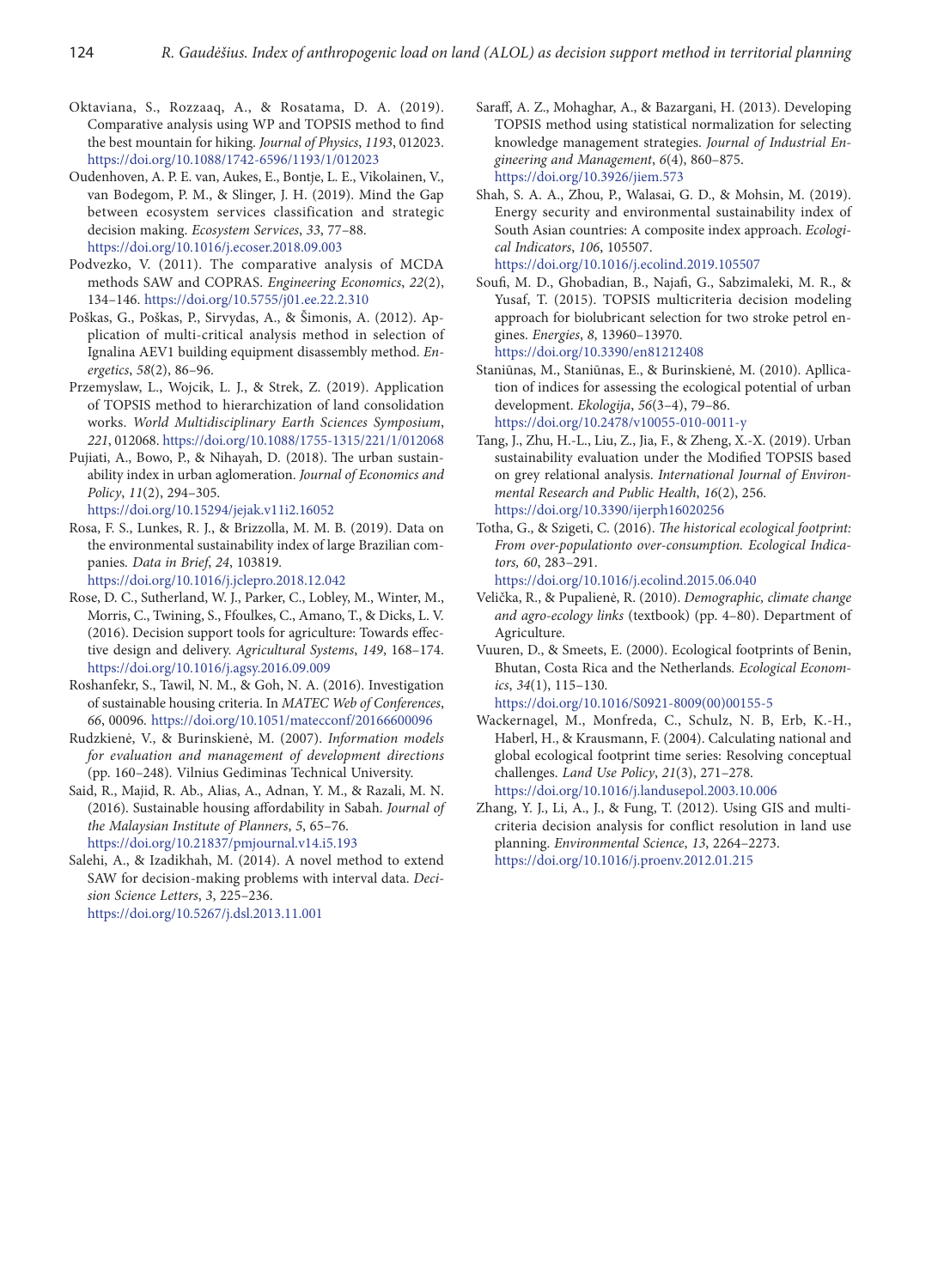Oktaviana, S., Rozzaaq, A., & Rosatama, D. A. (2019). Comparative analysis using WP and TOPSIS method to find the best mountain for hiking. *Journal of Physics*, *1193*, 012023. https://doi.org/10.1088/1742-6596/1193/1/012023

Oudenhoven, A. P. E. van, Aukes, E., Bontje, L. E., Vikolainen, V., van Bodegom, P. M., & Slinger, J. H. (2019). Mind the Gap between ecosystem services classification and strategic decision making. *Ecosystem Services*, *33*, 77–88. https://doi.org/10.1016/j.ecoser.2018.09.003

Podvezko, V. (2011). The comparative analysis of MCDA methods SAW and COPRAS. *Engineering Economics*, *22*(2), 134–146. https://doi.org/10.5755/j01.ee.22.2.310

Poškas, G., Poškas, P., Sirvydas, A., & Šimonis, A. (2012). Application of multi-critical analysis method in selection of Ignalina AEV1 building equipment disassembly method. *Energetics*, *58*(2), 86–96.

Przemyslaw, L., Wojcik, L. J., & Strek, Z. (2019). Application of TOPSIS method to hierarchization of land consolidation works. *World Multidisciplinary Earth Sciences Symposium*, *221*, 012068. https://doi.org/10.1088/1755-1315/221/1/012068

Pujiati, A., Bowo, P., & Nihayah, D. (2018). The urban sustainability index in urban aglomeration. *Journal of Economics and Policy*, *11*(2), 294–305. https://doi.org/10.15294/jejak.v11i2.16052

Rosa, F. S., Lunkes, R. J., & Brizzolla, M. M. B. (2019). Data on the environmental sustainability index of large Brazilian companies. *Data in Brief*, *24*, 103819. https://doi.org/10.1016/j.jclepro.2018.12.042

Rose, D. C., Sutherland, W. J., Parker, C., Lobley, M., Winter, M., Morris, C., Twining, S., Ffoulkes, C., Amano, T., & Dicks, L. V. (2016). Decision support tools for agriculture: Towards effective design and delivery. *Agricultural Systems*, *149*, 168–174. https://doi.org/10.1016/j.agsy.2016.09.009

Roshanfekr, S., Tawil, N. M., & Goh, N. A. (2016). Investigation of sustainable housing criteria. In *MATEC Web of Conferences*, *66*, 00096. https://doi.org/10.1051/matecconf/20166600096

Rudzkienė, V., & Burinskienė, M. (2007). *Information models for evaluation and management of development directions* (pp. 160–248). Vilnius Gediminas Technical University.

Said, R., Majid, R. Ab., Alias, A., Adnan, Y. M., & Razali, M. N. (2016). Sustainable housing affordability in Sabah. *Journal of the Malaysian Institute of Planners*, *5*, 65–76. https://doi.org/10.21837/pmjournal.v14.i5.193

Salehi, A., & Izadikhah, M. (2014). A novel method to extend SAW for decision-making problems with interval data. *Decision Science Letters*, *3*, 225–236. https://doi.org/10.5267/j.dsl.2013.11.001

Saraff, A. Z., Mohaghar, A., & Bazargani, H. (2013). Developing TOPSIS method using statistical normalization for selecting knowledge management strategies. *Journal of Industrial Engineering and Management*, *6*(4), 860–875. https://doi.org/10.3926/jiem.573

Shah, S. A. A., Zhou, P., Walasai, G. D., & Mohsin, M. (2019). Energy security and environmental sustainability index of South Asian countries: A composite index approach. *Ecological Indicators*, *106*, 105507. https://doi.org/10.1016/j.ecolind.2019.105507

Soufi, M. D., Ghobadian, B., Najafi, G., Sabzimaleki, M. R., & Yusaf, T. (2015). TOPSIS multicriteria decision modeling approach for biolubricant selection for two stroke petrol engines. *Energies*, *8*, 13960–13970. https://doi.org/10.3390/en81212408

Staniūnas, M., Staniūnas, E., & Burinskienė, M. (2010). Apllication of indices for assessing the ecological potential of urban development. *Ekologija*, *56*(3–4), 79–86. https://doi.org/10.2478/v10055-010-0011-y

Tang, J., Zhu, H.-L., Liu, Z., Jia, F., & Zheng, X.-X. (2019). Urban sustainability evaluation under the Modified TOPSIS based on grey relational analysis. *International Journal of Environmental Research and Public Health*, *16*(2), 256. https://doi.org/10.3390/ijerph16020256

Totha, G., & Szigeti, C. (2016). *The historical ecological footprint: From over-populationto over-consumption. Ecological Indicators, 60*, 283–291. https://doi.org/10.1016/j.ecolind.2015.06.040

Velička, R., & Pupalienė, R. (2010). *Demographic, climate change and agro-ecology links* (textbook) (pp. 4–80). Department of Agriculture.

Vuuren, D., & Smeets, E. (2000). Ecological footprints of Benin, Bhutan, Costa Rica and the Netherlands*. Ecological Economics*, *34*(1), 115–130. https://doi.org/10.1016/S0921-8009(00)00155-5

Wackernagel, M., Monfreda, C., Schulz, N. B, Erb, K.-H., Haberl, H., & Krausmann, F. (2004). Calculating national and global ecological footprint time series: Resolving conceptual challenges. *Land Use Policy*, *21*(3), 271–278. https://doi.org/10.1016/j.landusepol.2003.10.006

Zhang, Y. J., Li, A., J., & Fung, T. (2012). Using GIS and multicriteria decision analysis for conflict resolution in land use planning. *Environmental Science*, *13*, 2264–2273. https://doi.org/10.1016/j.proenv.2012.01.215